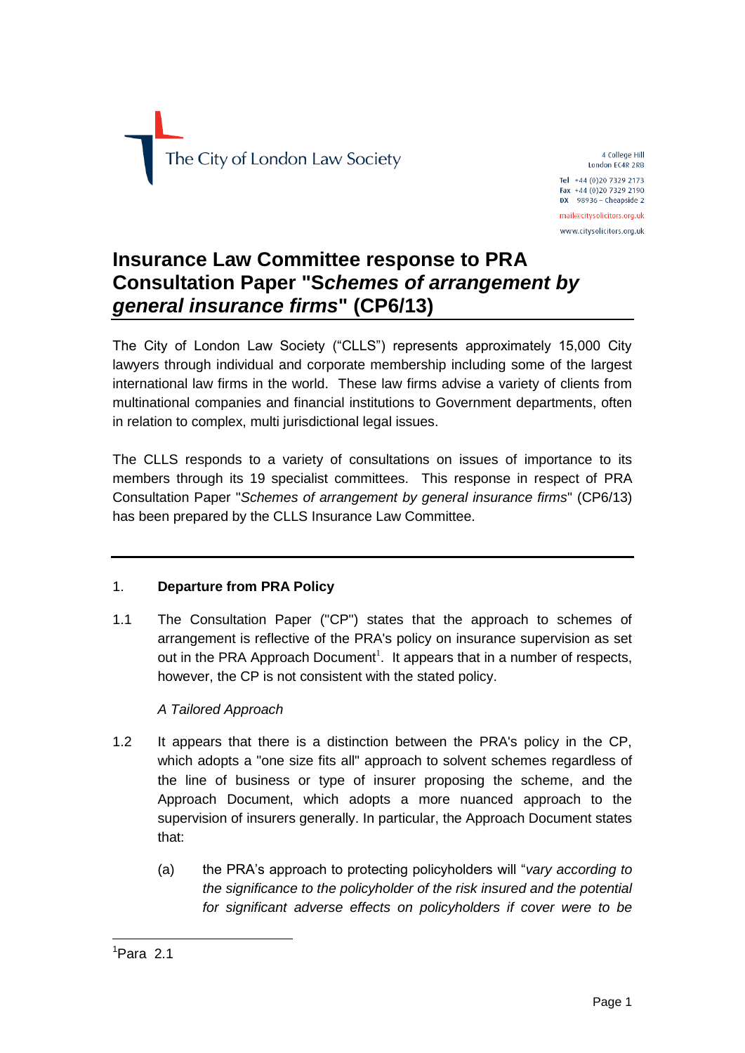The City of London Law Society

4 College Hill
London EC4R 2RB

Tel +44 (0)20 7329 2173
Fax +44 (0)20 7329 2190
DX 98936 – Cheapside 2

mail@citysolicitors.org.uk
www.citysolicitors.org.uk

# Insurance Law Committee response to PRA Consultation Paper "S*chemes of arrangement by general insurance firms*" (CP6/13)

The City of London Law Society ("CLLS") represents approximately 15,000 City lawyers through individual and corporate membership including some of the largest international law firms in the world. These law firms advise a variety of clients from multinational companies and financial institutions to Government departments, often in relation to complex, multi jurisdictional legal issues.

The CLLS responds to a variety of consultations on issues of importance to its members through its 19 specialist committees. This response in respect of PRA Consultation Paper "*Schemes of arrangement by general insurance firms*" (CP6/13) has been prepared by the CLLS Insurance Law Committee.

---

1. **Departure from PRA Policy**

1.1 The Consultation Paper ("CP") states that the approach to schemes of arrangement is reflective of the PRA's policy on insurance supervision as set out in the PRA Approach Document[1]. It appears that in a number of respects, however, the CP is not consistent with the stated policy.

*A Tailored Approach*

1.2 It appears that there is a distinction between the PRA's policy in the CP, which adopts a "one size fits all" approach to solvent schemes regardless of the line of business or type of insurer proposing the scheme, and the Approach Document, which adopts a more nuanced approach to the supervision of insurers generally. In particular, the Approach Document states that:

(a) the PRA's approach to protecting policyholders will "*vary according to the significance to the policyholder of the risk insured and the potential for significant adverse effects on policyholders if cover were to be*

[1] Para 2.1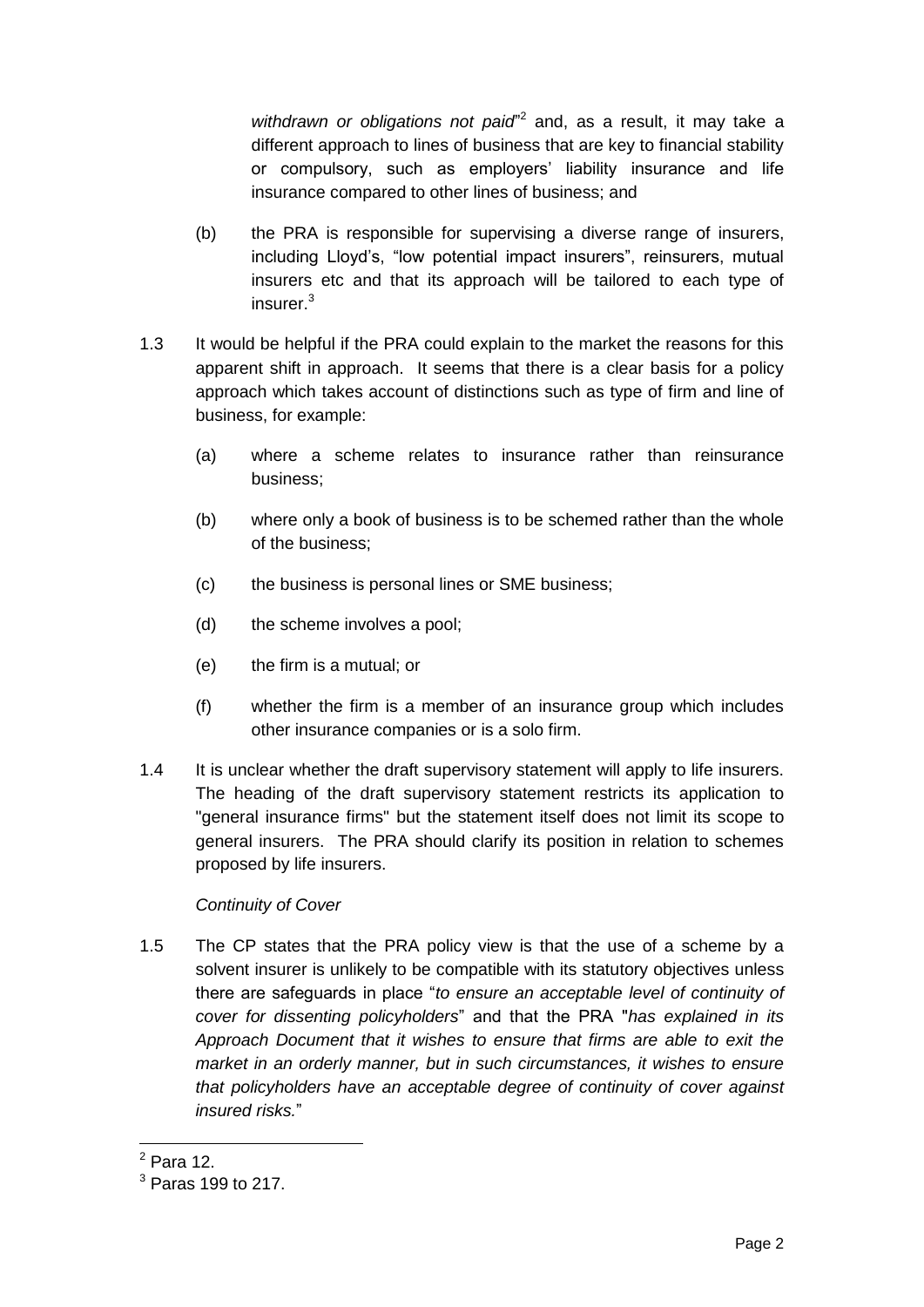*withdrawn or obligations not paid*"[2] and, as a result, it may take a different approach to lines of business that are key to financial stability or compulsory, such as employers' liability insurance and life insurance compared to other lines of business; and

(b) the PRA is responsible for supervising a diverse range of insurers, including Lloyd's, "low potential impact insurers", reinsurers, mutual insurers etc and that its approach will be tailored to each type of insurer.[3]

1.3 It would be helpful if the PRA could explain to the market the reasons for this apparent shift in approach. It seems that there is a clear basis for a policy approach which takes account of distinctions such as type of firm and line of business, for example:

(a) where a scheme relates to insurance rather than reinsurance business;

(b) where only a book of business is to be schemed rather than the whole of the business;

(c) the business is personal lines or SME business;

(d) the scheme involves a pool;

(e) the firm is a mutual; or

(f) whether the firm is a member of an insurance group which includes other insurance companies or is a solo firm.

1.4 It is unclear whether the draft supervisory statement will apply to life insurers. The heading of the draft supervisory statement restricts its application to "general insurance firms" but the statement itself does not limit its scope to general insurers. The PRA should clarify its position in relation to schemes proposed by life insurers.

*Continuity of Cover*

1.5 The CP states that the PRA policy view is that the use of a scheme by a solvent insurer is unlikely to be compatible with its statutory objectives unless there are safeguards in place "*to ensure an acceptable level of continuity of cover for dissenting policyholders*" and that the PRA "*has explained in its Approach Document that it wishes to ensure that firms are able to exit the market in an orderly manner, but in such circumstances, it wishes to ensure that policyholders have an acceptable degree of continuity of cover against insured risks.*"

[2] Para 12.

[3] Paras 199 to 217.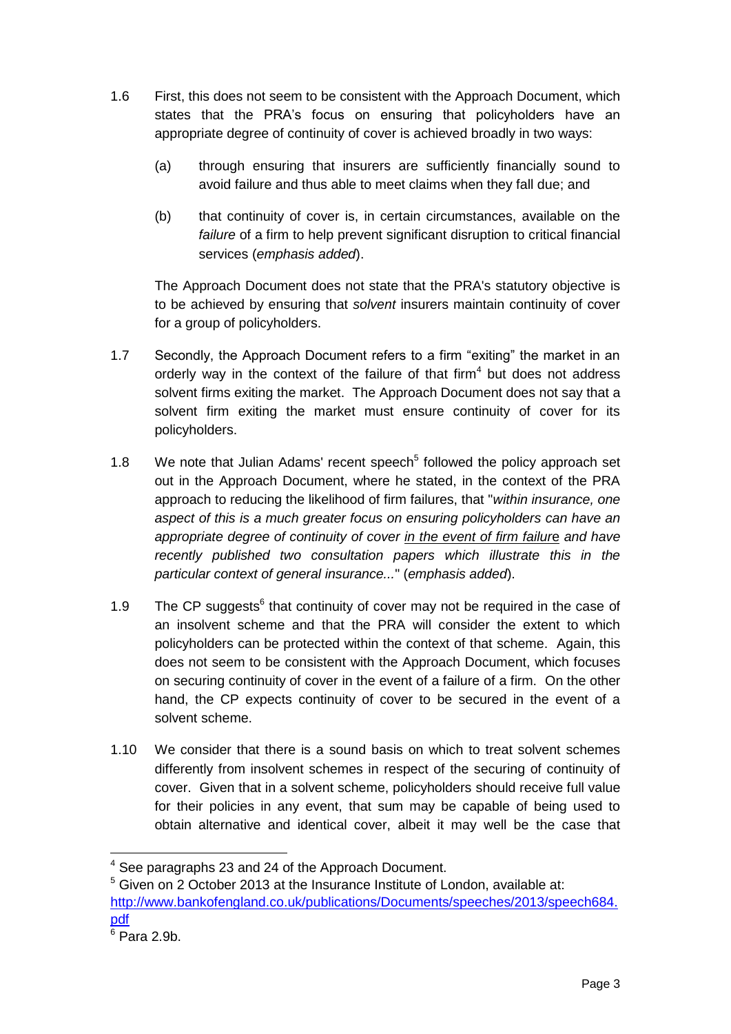1.6 First, this does not seem to be consistent with the Approach Document, which states that the PRA's focus on ensuring that policyholders have an appropriate degree of continuity of cover is achieved broadly in two ways:

(a) through ensuring that insurers are sufficiently financially sound to avoid failure and thus able to meet claims when they fall due; and

(b) that continuity of cover is, in certain circumstances, available on the *failure* of a firm to help prevent significant disruption to critical financial services (*emphasis added*).

The Approach Document does not state that the PRA's statutory objective is to be achieved by ensuring that *solvent* insurers maintain continuity of cover for a group of policyholders.

1.7 Secondly, the Approach Document refers to a firm "exiting" the market in an orderly way in the context of the failure of that firm[4] but does not address solvent firms exiting the market. The Approach Document does not say that a solvent firm exiting the market must ensure continuity of cover for its policyholders.

1.8 We note that Julian Adams' recent speech[5] followed the policy approach set out in the Approach Document, where he stated, in the context of the PRA approach to reducing the likelihood of firm failures, that "*within insurance, one aspect of this is a much greater focus on ensuring policyholders can have an appropriate degree of continuity of cover* <u>*in the event of firm failure*</u> *and have recently published two consultation papers which illustrate this in the particular context of general insurance...*" (*emphasis added*).

1.9 The CP suggests[6] that continuity of cover may not be required in the case of an insolvent scheme and that the PRA will consider the extent to which policyholders can be protected within the context of that scheme. Again, this does not seem to be consistent with the Approach Document, which focuses on securing continuity of cover in the event of a failure of a firm. On the other hand, the CP expects continuity of cover to be secured in the event of a solvent scheme.

1.10 We consider that there is a sound basis on which to treat solvent schemes differently from insolvent schemes in respect of the securing of continuity of cover. Given that in a solvent scheme, policyholders should receive full value for their policies in any event, that sum may be capable of being used to obtain alternative and identical cover, albeit it may well be the case that

---

[4] See paragraphs 23 and 24 of the Approach Document.

[5] Given on 2 October 2013 at the Insurance Institute of London, available at: http://www.bankofengland.co.uk/publications/Documents/speeches/2013/speech684.pdf

[6] Para 2.9b.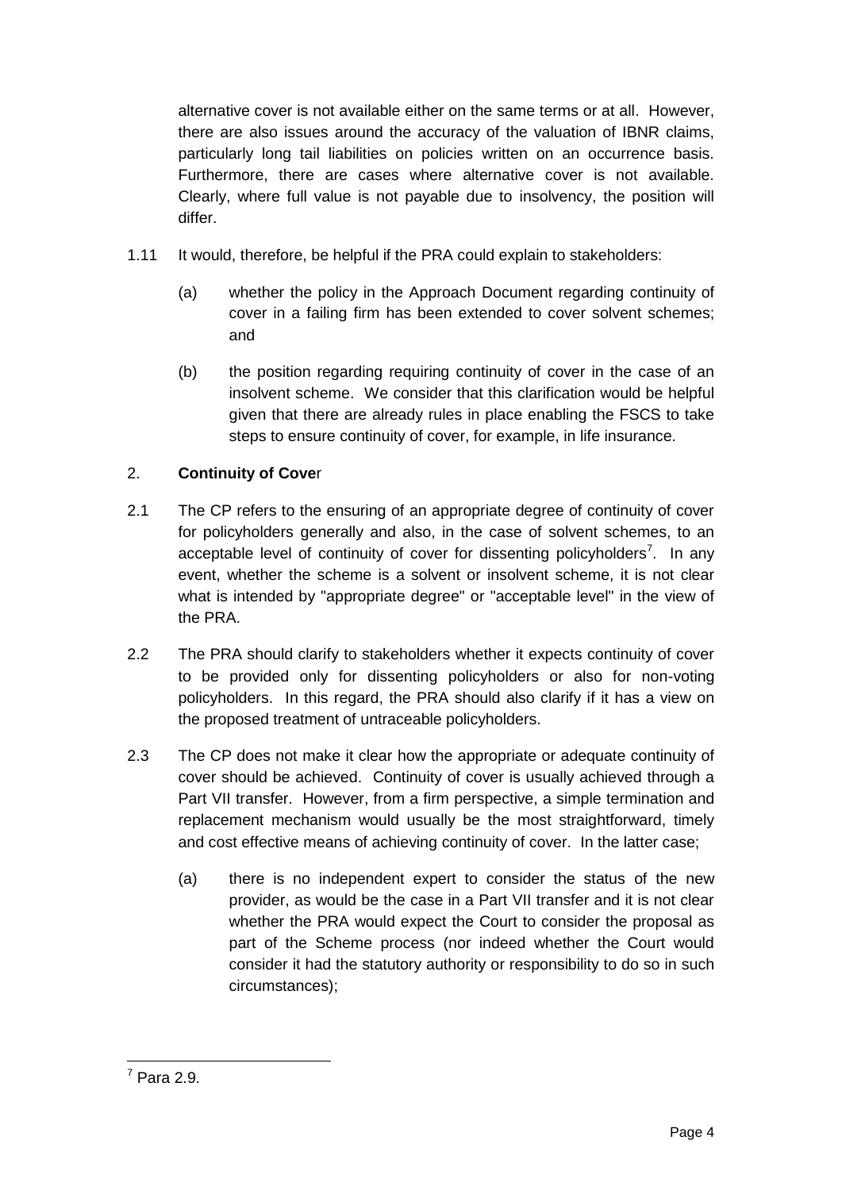alternative cover is not available either on the same terms or at all. However, there are also issues around the accuracy of the valuation of IBNR claims, particularly long tail liabilities on policies written on an occurrence basis. Furthermore, there are cases where alternative cover is not available. Clearly, where full value is not payable due to insolvency, the position will differ.

1.11 It would, therefore, be helpful if the PRA could explain to stakeholders:

   (a) whether the policy in the Approach Document regarding continuity of cover in a failing firm has been extended to cover solvent schemes; and

   (b) the position regarding requiring continuity of cover in the case of an insolvent scheme. We consider that this clarification would be helpful given that there are already rules in place enabling the FSCS to take steps to ensure continuity of cover, for example, in life insurance.

## 2. **Continuity of Cove**r

2.1 The CP refers to the ensuring of an appropriate degree of continuity of cover for policyholders generally and also, in the case of solvent schemes, to an acceptable level of continuity of cover for dissenting policyholders[7]. In any event, whether the scheme is a solvent or insolvent scheme, it is not clear what is intended by "appropriate degree" or "acceptable level" in the view of the PRA.

2.2 The PRA should clarify to stakeholders whether it expects continuity of cover to be provided only for dissenting policyholders or also for non-voting policyholders. In this regard, the PRA should also clarify if it has a view on the proposed treatment of untraceable policyholders.

2.3 The CP does not make it clear how the appropriate or adequate continuity of cover should be achieved. Continuity of cover is usually achieved through a Part VII transfer. However, from a firm perspective, a simple termination and replacement mechanism would usually be the most straightforward, timely and cost effective means of achieving continuity of cover. In the latter case;

   (a) there is no independent expert to consider the status of the new provider, as would be the case in a Part VII transfer and it is not clear whether the PRA would expect the Court to consider the proposal as part of the Scheme process (nor indeed whether the Court would consider it had the statutory authority or responsibility to do so in such circumstances);

[7] Para 2.9.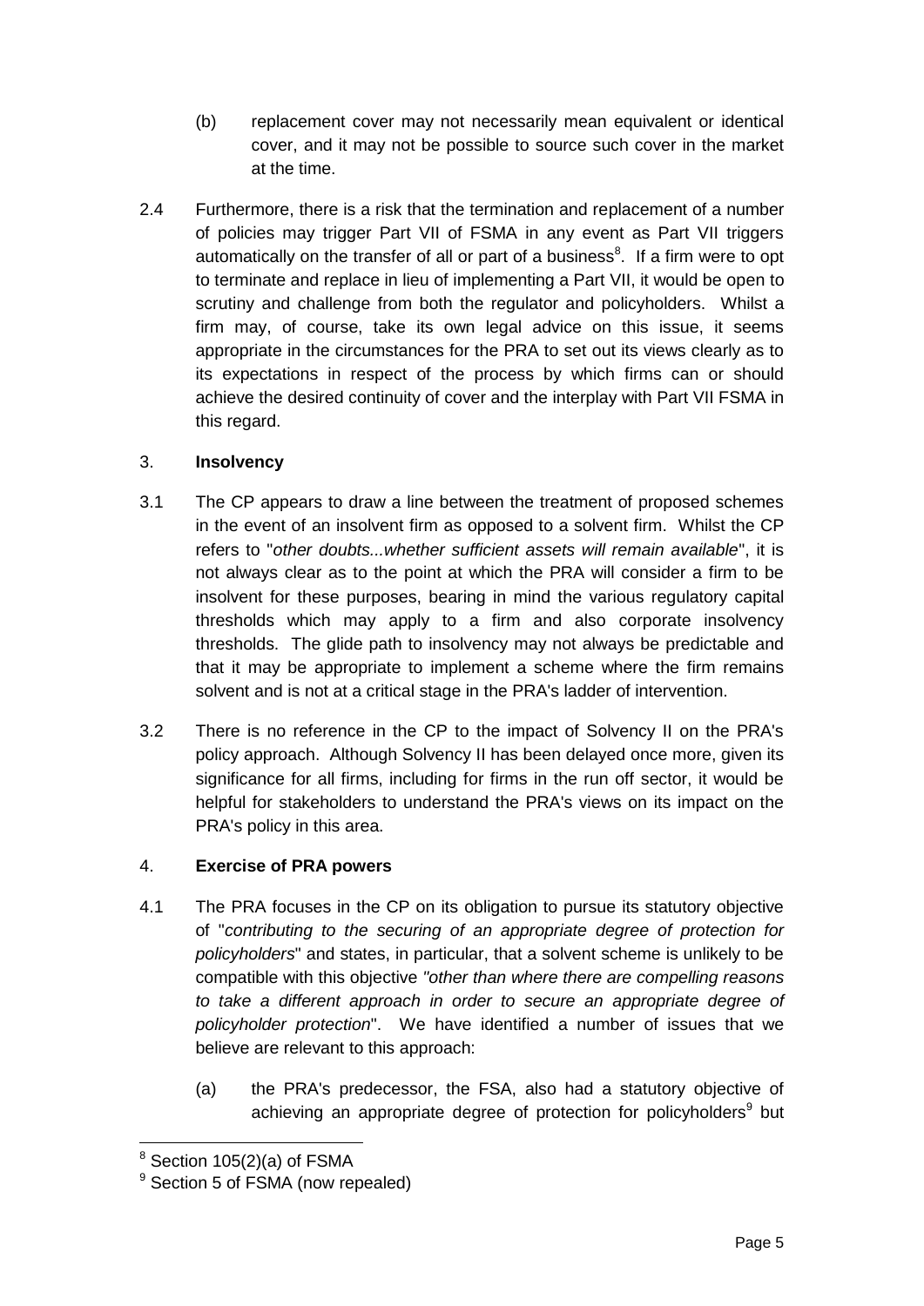(b) replacement cover may not necessarily mean equivalent or identical cover, and it may not be possible to source such cover in the market at the time.

2.4 Furthermore, there is a risk that the termination and replacement of a number of policies may trigger Part VII of FSMA in any event as Part VII triggers automatically on the transfer of all or part of a business[8]. If a firm were to opt to terminate and replace in lieu of implementing a Part VII, it would be open to scrutiny and challenge from both the regulator and policyholders. Whilst a firm may, of course, take its own legal advice on this issue, it seems appropriate in the circumstances for the PRA to set out its views clearly as to its expectations in respect of the process by which firms can or should achieve the desired continuity of cover and the interplay with Part VII FSMA in this regard.

## 3. **Insolvency**

3.1 The CP appears to draw a line between the treatment of proposed schemes in the event of an insolvent firm as opposed to a solvent firm. Whilst the CP refers to "*other doubts...whether sufficient assets will remain available*", it is not always clear as to the point at which the PRA will consider a firm to be insolvent for these purposes, bearing in mind the various regulatory capital thresholds which may apply to a firm and also corporate insolvency thresholds. The glide path to insolvency may not always be predictable and that it may be appropriate to implement a scheme where the firm remains solvent and is not at a critical stage in the PRA's ladder of intervention.

3.2 There is no reference in the CP to the impact of Solvency II on the PRA's policy approach. Although Solvency II has been delayed once more, given its significance for all firms, including for firms in the run off sector, it would be helpful for stakeholders to understand the PRA's views on its impact on the PRA's policy in this area.

## 4. **Exercise of PRA powers**

4.1 The PRA focuses in the CP on its obligation to pursue its statutory objective of "*contributing to the securing of an appropriate degree of protection for policyholders*" and states, in particular, that a solvent scheme is unlikely to be compatible with this objective *"other than where there are compelling reasons to take a different approach in order to secure an appropriate degree of policyholder protection*". We have identified a number of issues that we believe are relevant to this approach:

(a) the PRA's predecessor, the FSA, also had a statutory objective of achieving an appropriate degree of protection for policyholders[9] but

---

[8] Section 105(2)(a) of FSMA

[9] Section 5 of FSMA (now repealed)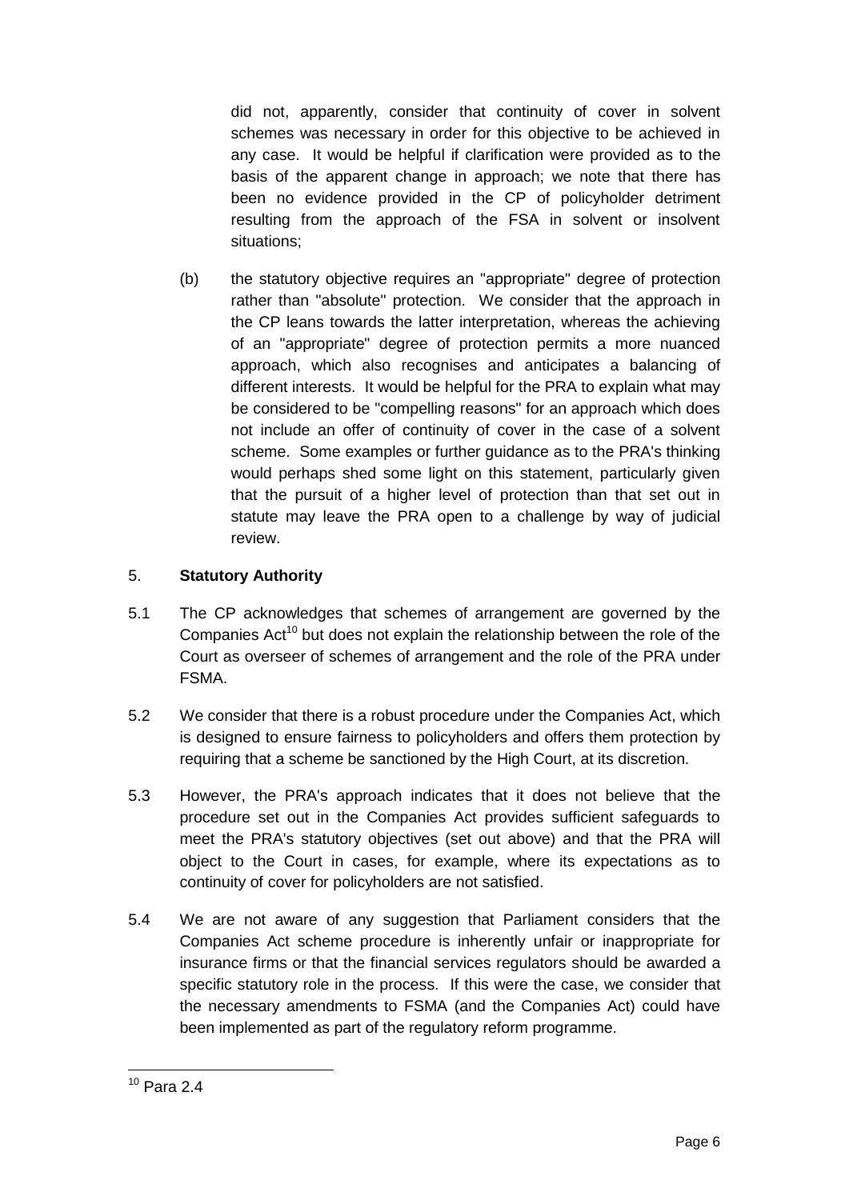did not, apparently, consider that continuity of cover in solvent schemes was necessary in order for this objective to be achieved in any case. It would be helpful if clarification were provided as to the basis of the apparent change in approach; we note that there has been no evidence provided in the CP of policyholder detriment resulting from the approach of the FSA in solvent or insolvent situations;

(b) the statutory objective requires an "appropriate" degree of protection rather than "absolute" protection. We consider that the approach in the CP leans towards the latter interpretation, whereas the achieving of an "appropriate" degree of protection permits a more nuanced approach, which also recognises and anticipates a balancing of different interests. It would be helpful for the PRA to explain what may be considered to be "compelling reasons" for an approach which does not include an offer of continuity of cover in the case of a solvent scheme. Some examples or further guidance as to the PRA's thinking would perhaps shed some light on this statement, particularly given that the pursuit of a higher level of protection than that set out in statute may leave the PRA open to a challenge by way of judicial review.

## 5. Statutory Authority

5.1 The CP acknowledges that schemes of arrangement are governed by the Companies Act[10] but does not explain the relationship between the role of the Court as overseer of schemes of arrangement and the role of the PRA under FSMA.

5.2 We consider that there is a robust procedure under the Companies Act, which is designed to ensure fairness to policyholders and offers them protection by requiring that a scheme be sanctioned by the High Court, at its discretion.

5.3 However, the PRA's approach indicates that it does not believe that the procedure set out in the Companies Act provides sufficient safeguards to meet the PRA's statutory objectives (set out above) and that the PRA will object to the Court in cases, for example, where its expectations as to continuity of cover for policyholders are not satisfied.

5.4 We are not aware of any suggestion that Parliament considers that the Companies Act scheme procedure is inherently unfair or inappropriate for insurance firms or that the financial services regulators should be awarded a specific statutory role in the process. If this were the case, we consider that the necessary amendments to FSMA (and the Companies Act) could have been implemented as part of the regulatory reform programme.

---

[10] Para 2.4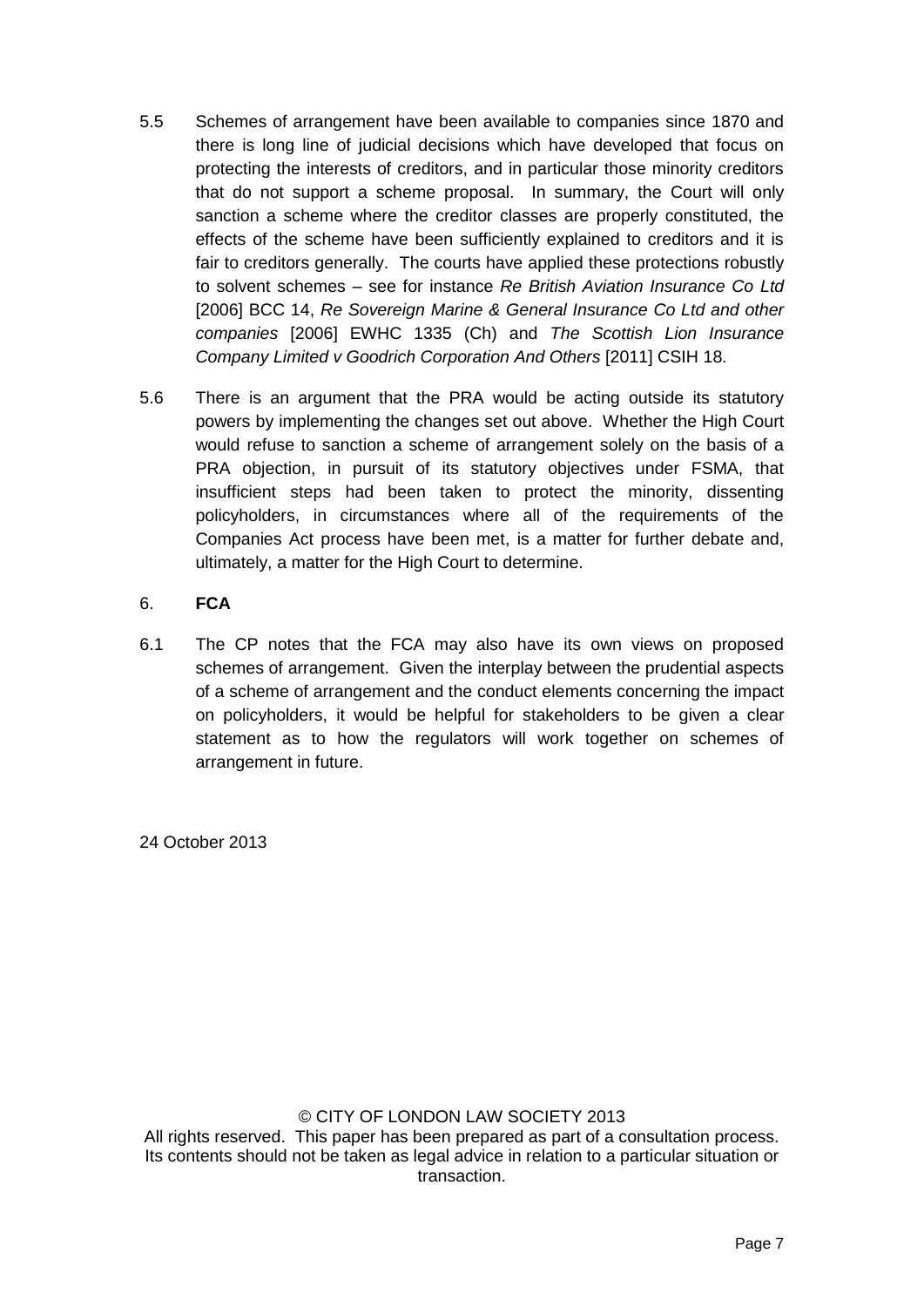5.5 Schemes of arrangement have been available to companies since 1870 and there is long line of judicial decisions which have developed that focus on protecting the interests of creditors, and in particular those minority creditors that do not support a scheme proposal. In summary, the Court will only sanction a scheme where the creditor classes are properly constituted, the effects of the scheme have been sufficiently explained to creditors and it is fair to creditors generally. The courts have applied these protections robustly to solvent schemes – see for instance *Re British Aviation Insurance Co Ltd* [2006] BCC 14, *Re Sovereign Marine & General Insurance Co Ltd and other companies* [2006] EWHC 1335 (Ch) and *The Scottish Lion Insurance Company Limited v Goodrich Corporation And Others* [2011] CSIH 18.

5.6 There is an argument that the PRA would be acting outside its statutory powers by implementing the changes set out above. Whether the High Court would refuse to sanction a scheme of arrangement solely on the basis of a PRA objection, in pursuit of its statutory objectives under FSMA, that insufficient steps had been taken to protect the minority, dissenting policyholders, in circumstances where all of the requirements of the Companies Act process have been met, is a matter for further debate and, ultimately, a matter for the High Court to determine.

## 6. **FCA**

6.1 The CP notes that the FCA may also have its own views on proposed schemes of arrangement. Given the interplay between the prudential aspects of a scheme of arrangement and the conduct elements concerning the impact on policyholders, it would be helpful for stakeholders to be given a clear statement as to how the regulators will work together on schemes of arrangement in future.

24 October 2013

© CITY OF LONDON LAW SOCIETY 2013
All rights reserved. This paper has been prepared as part of a consultation process. Its contents should not be taken as legal advice in relation to a particular situation or transaction.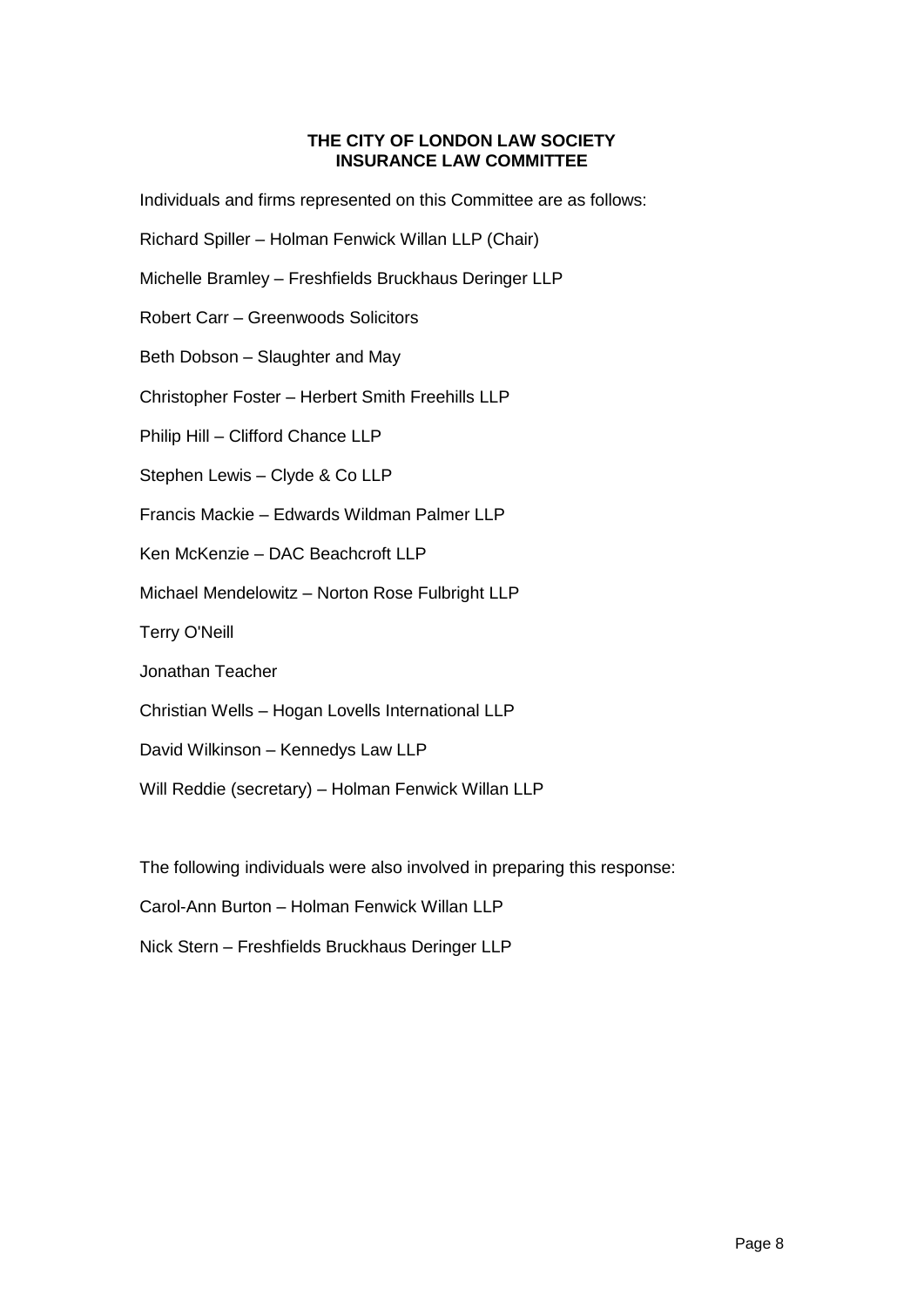**THE CITY OF LONDON LAW SOCIETY**
**INSURANCE LAW COMMITTEE**

Individuals and firms represented on this Committee are as follows:

Richard Spiller – Holman Fenwick Willan LLP (Chair)

Michelle Bramley – Freshfields Bruckhaus Deringer LLP

Robert Carr – Greenwoods Solicitors

Beth Dobson – Slaughter and May

Christopher Foster – Herbert Smith Freehills LLP

Philip Hill – Clifford Chance LLP

Stephen Lewis – Clyde & Co LLP

Francis Mackie – Edwards Wildman Palmer LLP

Ken McKenzie – DAC Beachcroft LLP

Michael Mendelowitz – Norton Rose Fulbright LLP

Terry O'Neill

Jonathan Teacher

Christian Wells – Hogan Lovells International LLP

David Wilkinson – Kennedys Law LLP

Will Reddie (secretary) – Holman Fenwick Willan LLP

The following individuals were also involved in preparing this response:

Carol-Ann Burton – Holman Fenwick Willan LLP

Nick Stern – Freshfields Bruckhaus Deringer LLP